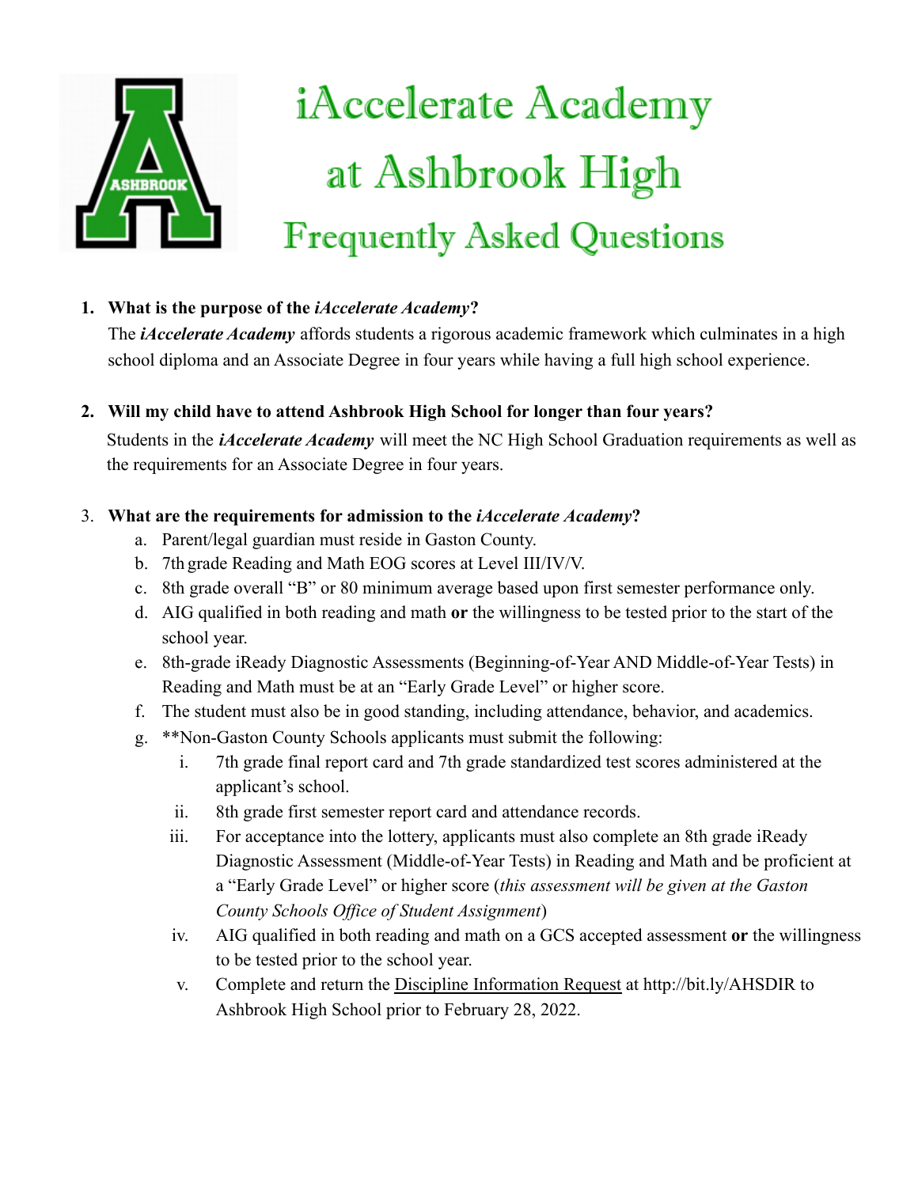# iAccelerate Academy at Ashbrook High

## Frequently Asked Questions

1. **What is the purpose of the *iAccelerate Academy*?**

   The ***iAccelerate Academy*** affords students a rigorous academic framework which culminates in a high school diploma and an Associate Degree in four years while having a full high school experience.

2. **Will my child have to attend Ashbrook High School for longer than four years?**

   Students in the ***iAccelerate Academy*** will meet the NC High School Graduation requirements as well as the requirements for an Associate Degree in four years.

3. **What are the requirements for admission to the *iAccelerate Academy*?**
   a. Parent/legal guardian must reside in Gaston County.
   b. 7th grade Reading and Math EOG scores at Level III/IV/V.
   c. 8th grade overall "B" or 80 minimum average based upon first semester performance only.
   d. AIG qualified in both reading and math **or** the willingness to be tested prior to the start of the school year.
   e. 8th-grade iReady Diagnostic Assessments (Beginning-of-Year AND Middle-of-Year Tests) in Reading and Math must be at an "Early Grade Level" or higher score.
   f. The student must also be in good standing, including attendance, behavior, and academics.
   g. **Non-Gaston County Schools applicants must submit the following:
      i. 7th grade final report card and 7th grade standardized test scores administered at the applicant's school.
      ii. 8th grade first semester report card and attendance records.
      iii. For acceptance into the lottery, applicants must also complete an 8th grade iReady Diagnostic Assessment (Middle-of-Year Tests) in Reading and Math and be proficient at a "Early Grade Level" or higher score (*this assessment will be given at the Gaston County Schools Office of Student Assignment*)
      iv. AIG qualified in both reading and math on a GCS accepted assessment **or** the willingness to be tested prior to the school year.
      v. Complete and return the Discipline Information Request at http://bit.ly/AHSDIR to Ashbrook High School prior to February 28, 2022.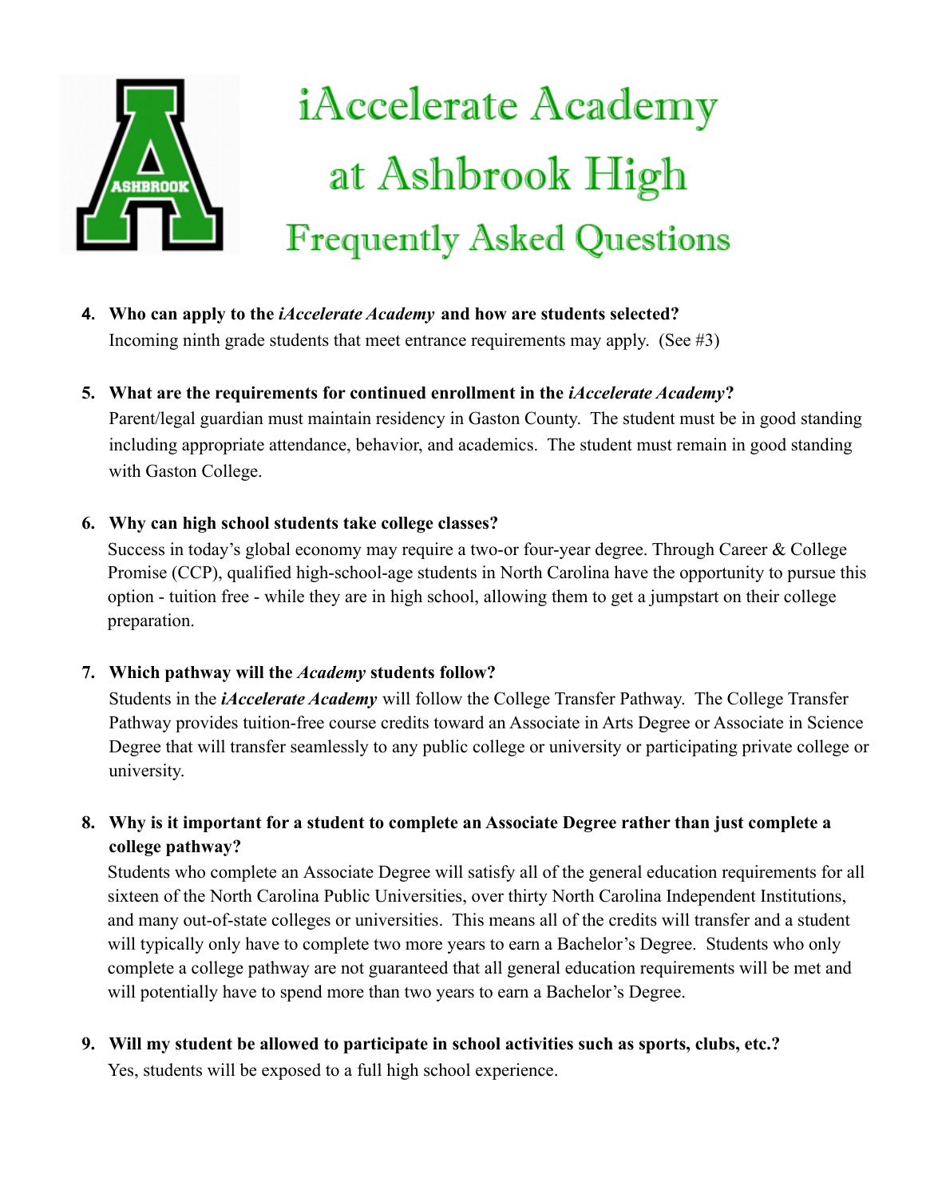# iAccelerate Academy at Ashbrook High

## Frequently Asked Questions

4. **Who can apply to the *iAccelerate Academy* and how are students selected?**
   Incoming ninth grade students that meet entrance requirements may apply. (See #3)

5. **What are the requirements for continued enrollment in the *iAccelerate Academy*?**
   Parent/legal guardian must maintain residency in Gaston County. The student must be in good standing including appropriate attendance, behavior, and academics. The student must remain in good standing with Gaston College.

6. **Why can high school students take college classes?**
   Success in today's global economy may require a two-or four-year degree. Through Career & College Promise (CCP), qualified high-school-age students in North Carolina have the opportunity to pursue this option - tuition free - while they are in high school, allowing them to get a jumpstart on their college preparation.

7. **Which pathway will the *Academy* students follow?**
   Students in the ***iAccelerate Academy*** will follow the College Transfer Pathway. The College Transfer Pathway provides tuition-free course credits toward an Associate in Arts Degree or Associate in Science Degree that will transfer seamlessly to any public college or university or participating private college or university.

8. **Why is it important for a student to complete an Associate Degree rather than just complete a college pathway?**
   Students who complete an Associate Degree will satisfy all of the general education requirements for all sixteen of the North Carolina Public Universities, over thirty North Carolina Independent Institutions, and many out-of-state colleges or universities. This means all of the credits will transfer and a student will typically only have to complete two more years to earn a Bachelor's Degree. Students who only complete a college pathway are not guaranteed that all general education requirements will be met and will potentially have to spend more than two years to earn a Bachelor's Degree.

9. **Will my student be allowed to participate in school activities such as sports, clubs, etc.?**
   Yes, students will be exposed to a full high school experience.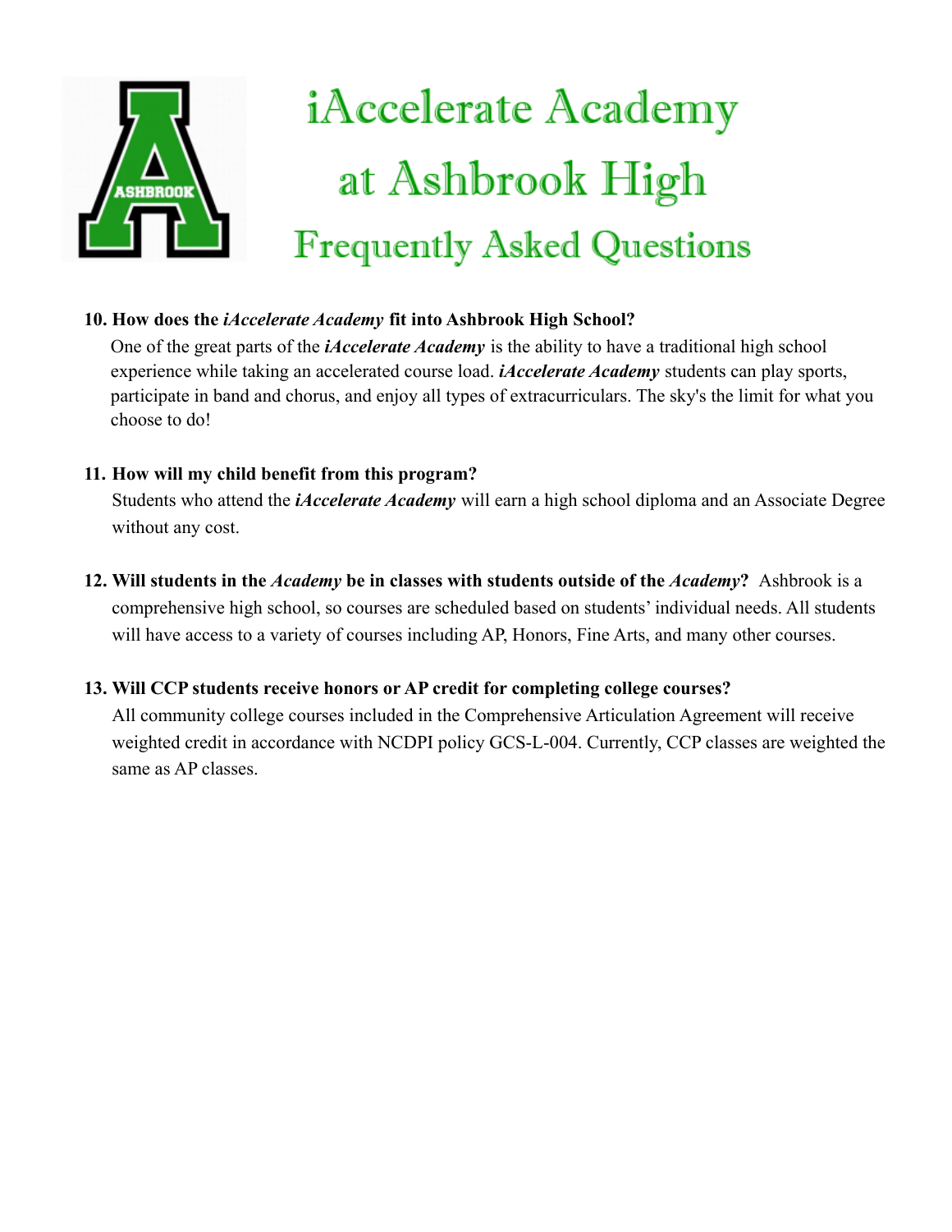# iAccelerate Academy at Ashbrook High

## Frequently Asked Questions

10. **How does the *iAccelerate Academy* fit into Ashbrook High School?**
    One of the great parts of the ***iAccelerate Academy*** is the ability to have a traditional high school experience while taking an accelerated course load. ***iAccelerate Academy*** students can play sports, participate in band and chorus, and enjoy all types of extracurriculars. The sky's the limit for what you choose to do!

11. **How will my child benefit from this program?**
    Students who attend the ***iAccelerate Academy*** will earn a high school diploma and an Associate Degree without any cost.

12. **Will students in the *Academy* be in classes with students outside of the *Academy*?** Ashbrook is a comprehensive high school, so courses are scheduled based on students' individual needs. All students will have access to a variety of courses including AP, Honors, Fine Arts, and many other courses.

13. **Will CCP students receive honors or AP credit for completing college courses?**
    All community college courses included in the Comprehensive Articulation Agreement will receive weighted credit in accordance with NCDPI policy GCS-L-004. Currently, CCP classes are weighted the same as AP classes.